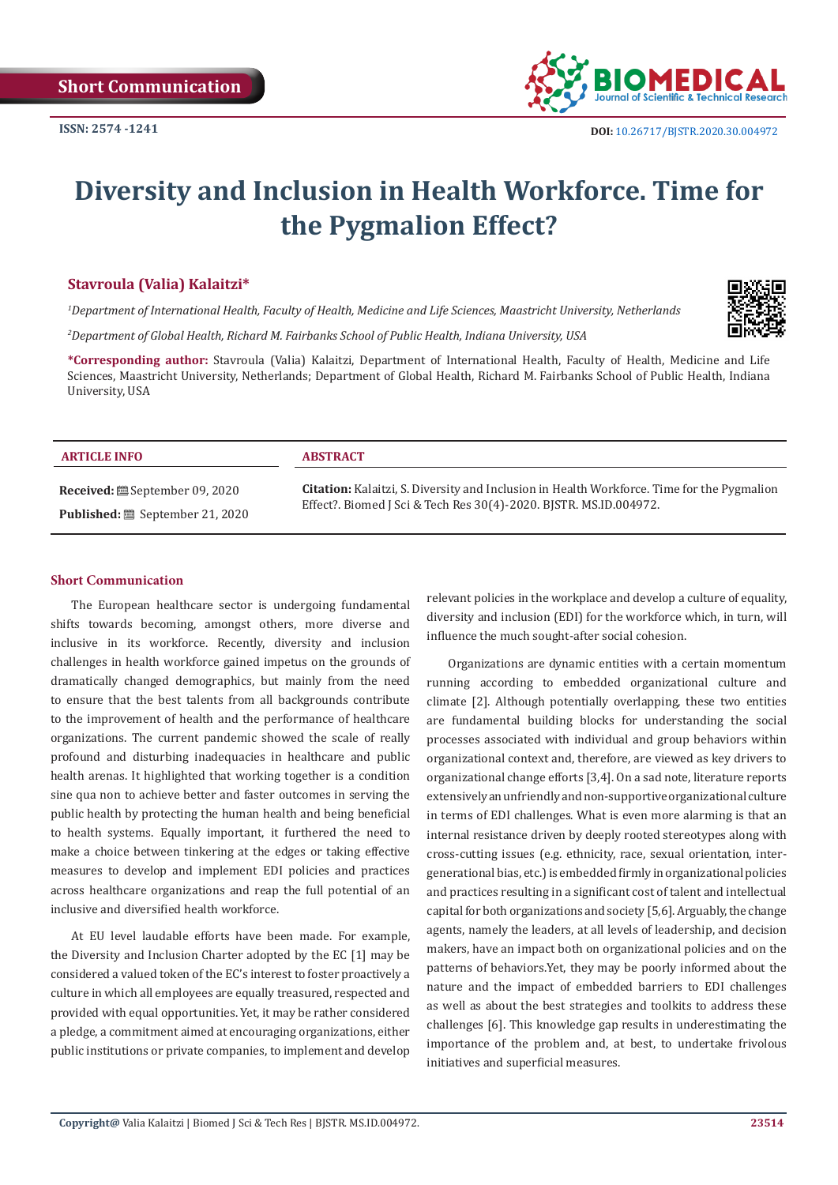Short Communication

ISSN: 2574 -1241

DOI: 10.26717/BJSTR.2020.30.004972

# Diversity and Inclusion in Health Workforce. Time for the Pygmalion Effect?

**Stavroula (Valia) Kalaitzi***

*[1]Department of International Health, Faculty of Health, Medicine and Life Sciences, Maastricht University, Netherlands*

*[2]Department of Global Health, Richard M. Fairbanks School of Public Health, Indiana University, USA*

***Corresponding author:** Stavroula (Valia) Kalaitzi, Department of International Health, Faculty of Health, Medicine and Life Sciences, Maastricht University, Netherlands; Department of Global Health, Richard M. Fairbanks School of Public Health, Indiana University, USA

**ARTICLE INFO**

**Received:** September 09, 2020

**Published:** September 21, 2020

**ABSTRACT**

**Citation:** Kalaitzi, S. Diversity and Inclusion in Health Workforce. Time for the Pygmalion Effect?. Biomed J Sci & Tech Res 30(4)-2020. BJSTR. MS.ID.004972.

## Short Communication

The European healthcare sector is undergoing fundamental shifts towards becoming, amongst others, more diverse and inclusive in its workforce. Recently, diversity and inclusion challenges in health workforce gained impetus on the grounds of dramatically changed demographics, but mainly from the need to ensure that the best talents from all backgrounds contribute to the improvement of health and the performance of healthcare organizations. The current pandemic showed the scale of really profound and disturbing inadequacies in healthcare and public health arenas. It highlighted that working together is a condition sine qua non to achieve better and faster outcomes in serving the public health by protecting the human health and being beneficial to health systems. Equally important, it furthered the need to make a choice between tinkering at the edges or taking effective measures to develop and implement EDI policies and practices across healthcare organizations and reap the full potential of an inclusive and diversified health workforce.

At EU level laudable efforts have been made. For example, the Diversity and Inclusion Charter adopted by the EC [1] may be considered a valued token of the EC's interest to foster proactively a culture in which all employees are equally treasured, respected and provided with equal opportunities. Yet, it may be rather considered a pledge, a commitment aimed at encouraging organizations, either public institutions or private companies, to implement and develop relevant policies in the workplace and develop a culture of equality, diversity and inclusion (EDI) for the workforce which, in turn, will influence the much sought-after social cohesion.

Organizations are dynamic entities with a certain momentum running according to embedded organizational culture and climate [2]. Although potentially overlapping, these two entities are fundamental building blocks for understanding the social processes associated with individual and group behaviors within organizational context and, therefore, are viewed as key drivers to organizational change efforts [3,4]. On a sad note, literature reports extensively an unfriendly and non-supportive organizational culture in terms of EDI challenges. What is even more alarming is that an internal resistance driven by deeply rooted stereotypes along with cross-cutting issues (e.g. ethnicity, race, sexual orientation, inter-generational bias, etc.) is embedded firmly in organizational policies and practices resulting in a significant cost of talent and intellectual capital for both organizations and society [5,6]. Arguably, the change agents, namely the leaders, at all levels of leadership, and decision makers, have an impact both on organizational policies and on the patterns of behaviors.Yet, they may be poorly informed about the nature and the impact of embedded barriers to EDI challenges as well as about the best strategies and toolkits to address these challenges [6]. This knowledge gap results in underestimating the importance of the problem and, at best, to undertake frivolous initiatives and superficial measures.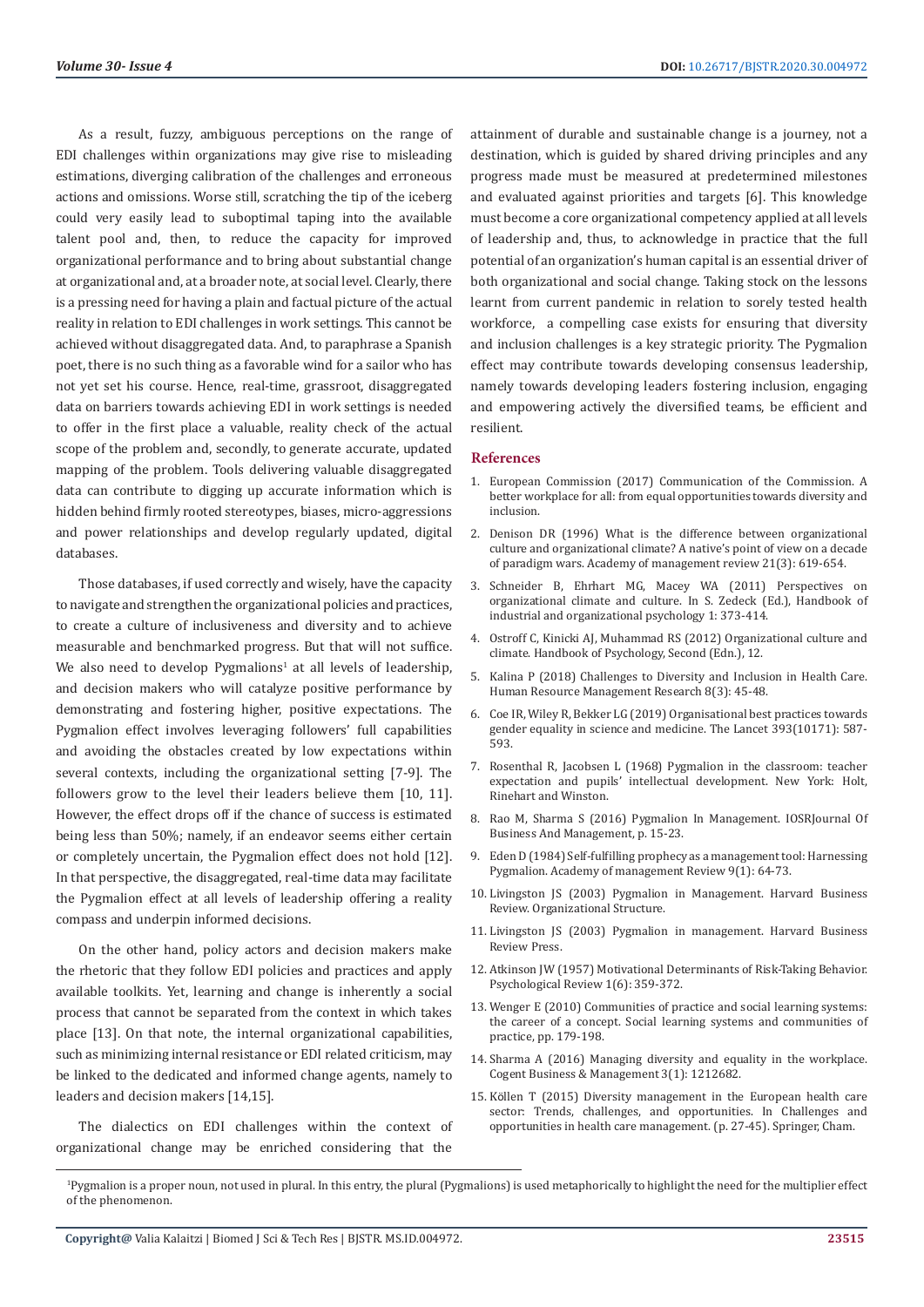As a result, fuzzy, ambiguous perceptions on the range of EDI challenges within organizations may give rise to misleading estimations, diverging calibration of the challenges and erroneous actions and omissions. Worse still, scratching the tip of the iceberg could very easily lead to suboptimal taping into the available talent pool and, then, to reduce the capacity for improved organizational performance and to bring about substantial change at organizational and, at a broader note, at social level. Clearly, there is a pressing need for having a plain and factual picture of the actual reality in relation to EDI challenges in work settings. This cannot be achieved without disaggregated data. And, to paraphrase a Spanish poet, there is no such thing as a favorable wind for a sailor who has not yet set his course. Hence, real-time, grassroot, disaggregated data on barriers towards achieving EDI in work settings is needed to offer in the first place a valuable, reality check of the actual scope of the problem and, secondly, to generate accurate, updated mapping of the problem. Tools delivering valuable disaggregated data can contribute to digging up accurate information which is hidden behind firmly rooted stereotypes, biases, micro-aggressions and power relationships and develop regularly updated, digital databases.

Those databases, if used correctly and wisely, have the capacity to navigate and strengthen the organizational policies and practices, to create a culture of inclusiveness and diversity and to achieve measurable and benchmarked progress. But that will not suffice. We also need to develop Pygmalions[1] at all levels of leadership, and decision makers who will catalyze positive performance by demonstrating and fostering higher, positive expectations. The Pygmalion effect involves leveraging followers' full capabilities and avoiding the obstacles created by low expectations within several contexts, including the organizational setting [7-9]. The followers grow to the level their leaders believe them [10, 11]. However, the effect drops off if the chance of success is estimated being less than 50%; namely, if an endeavor seems either certain or completely uncertain, the Pygmalion effect does not hold [12]. In that perspective, the disaggregated, real-time data may facilitate the Pygmalion effect at all levels of leadership offering a reality compass and underpin informed decisions.

On the other hand, policy actors and decision makers make the rhetoric that they follow EDI policies and practices and apply available toolkits. Yet, learning and change is inherently a social process that cannot be separated from the context in which takes place [13]. On that note, the internal organizational capabilities, such as minimizing internal resistance or EDI related criticism, may be linked to the dedicated and informed change agents, namely to leaders and decision makers [14,15].

The dialectics on EDI challenges within the context of organizational change may be enriched considering that the attainment of durable and sustainable change is a journey, not a destination, which is guided by shared driving principles and any progress made must be measured at predetermined milestones and evaluated against priorities and targets [6]. This knowledge must become a core organizational competency applied at all levels of leadership and, thus, to acknowledge in practice that the full potential of an organization's human capital is an essential driver of both organizational and social change. Taking stock on the lessons learnt from current pandemic in relation to sorely tested health workforce, a compelling case exists for ensuring that diversity and inclusion challenges is a key strategic priority. The Pygmalion effect may contribute towards developing consensus leadership, namely towards developing leaders fostering inclusion, engaging and empowering actively the diversified teams, be efficient and resilient.

## References

1. European Commission (2017) Communication of the Commission. A better workplace for all: from equal opportunities towards diversity and inclusion.
2. Denison DR (1996) What is the difference between organizational culture and organizational climate? A native's point of view on a decade of paradigm wars. Academy of management review 21(3): 619-654.
3. Schneider B, Ehrhart MG, Macey WA (2011) Perspectives on organizational climate and culture. In S. Zedeck (Ed.), Handbook of industrial and organizational psychology 1: 373-414.
4. Ostroff C, Kinicki AJ, Muhammad RS (2012) Organizational culture and climate. Handbook of Psychology, Second (Edn.), 12.
5. Kalina P (2018) Challenges to Diversity and Inclusion in Health Care. Human Resource Management Research 8(3): 45-48.
6. Coe IR, Wiley R, Bekker LG (2019) Organisational best practices towards gender equality in science and medicine. The Lancet 393(10171): 587-593.
7. Rosenthal R, Jacobsen L (1968) Pygmalion in the classroom: teacher expectation and pupils' intellectual development. New York: Holt, Rinehart and Winston.
8. Rao M, Sharma S (2016) Pygmalion In Management. IOSRJournal Of Business And Management, p. 15-23.
9. Eden D (1984) Self-fulfilling prophecy as a management tool: Harnessing Pygmalion. Academy of management Review 9(1): 64-73.
10. Livingston JS (2003) Pygmalion in Management. Harvard Business Review. Organizational Structure.
11. Livingston JS (2003) Pygmalion in management. Harvard Business Review Press.
12. Atkinson JW (1957) Motivational Determinants of Risk-Taking Behavior. Psychological Review 1(6): 359-372.
13. Wenger E (2010) Communities of practice and social learning systems: the career of a concept. Social learning systems and communities of practice, pp. 179-198.
14. Sharma A (2016) Managing diversity and equality in the workplace. Cogent Business & Management 3(1): 1212682.
15. Köllen T (2015) Diversity management in the European health care sector: Trends, challenges, and opportunities. In Challenges and opportunities in health care management. (p. 27-45). Springer, Cham.

[1] Pygmalion is a proper noun, not used in plural. In this entry, the plural (Pygmalions) is used metaphorically to highlight the need for the multiplier effect of the phenomenon.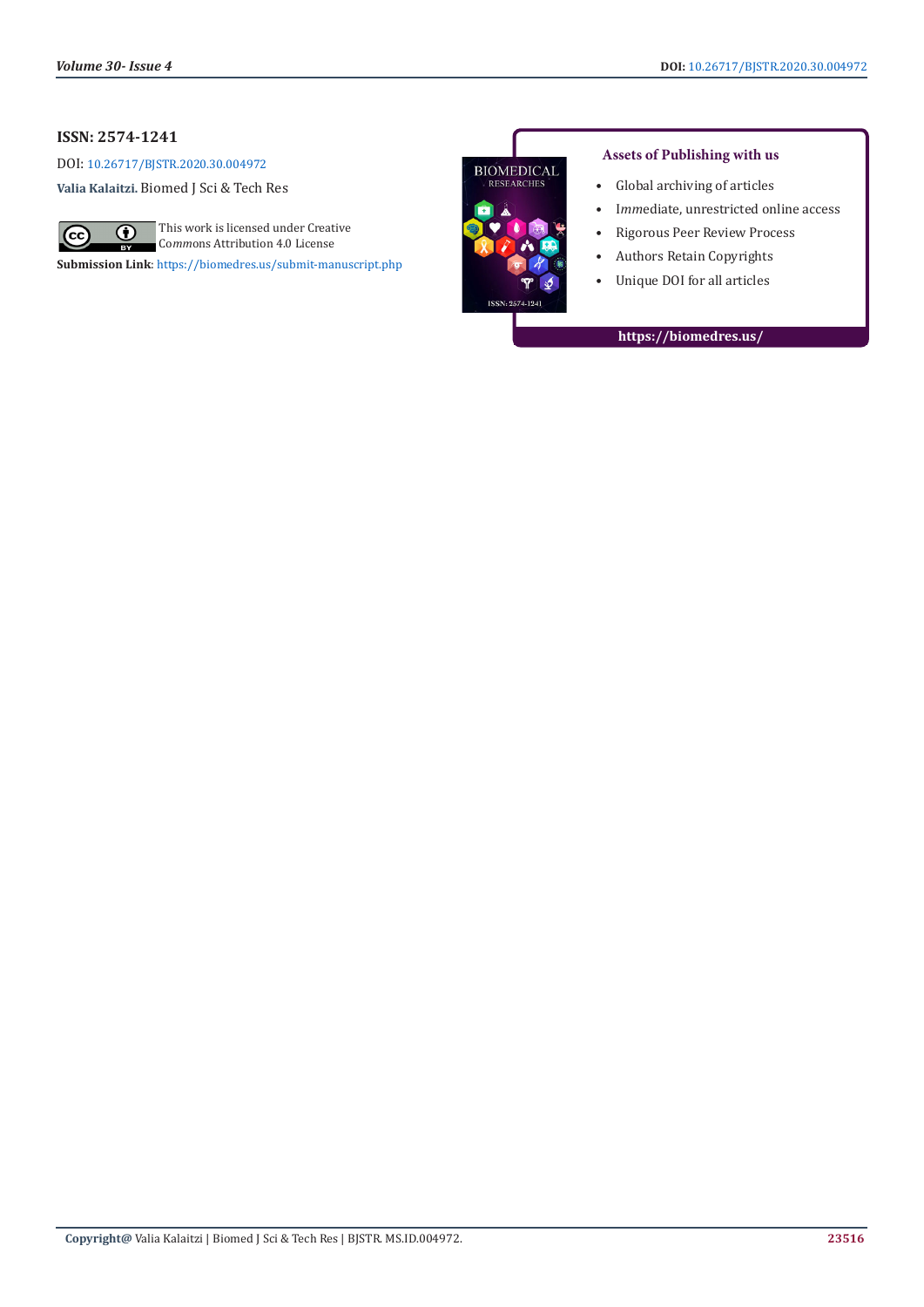**ISSN: 2574-1241**

DOI: 10.26717/BJSTR.2020.30.004972

**Valia Kalaitzi.** Biomed J Sci & Tech Res

This work is licensed under Creative Commons Attribution 4.0 License

**Submission Link**: https://biomedres.us/submit-manuscript.php

**Assets of Publishing with us**

- Global archiving of articles
- Immediate, unrestricted online access
- Rigorous Peer Review Process
- Authors Retain Copyrights
- Unique DOI for all articles

**https://biomedres.us/**